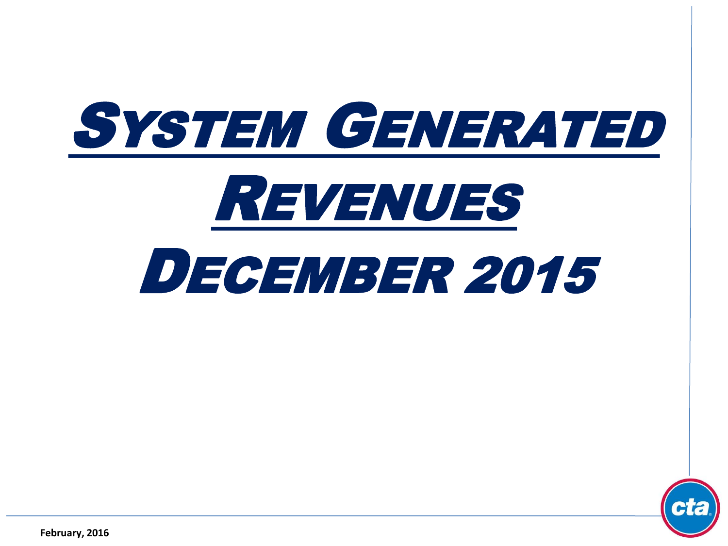# System Generated Revenues

# December 2015

February, 2016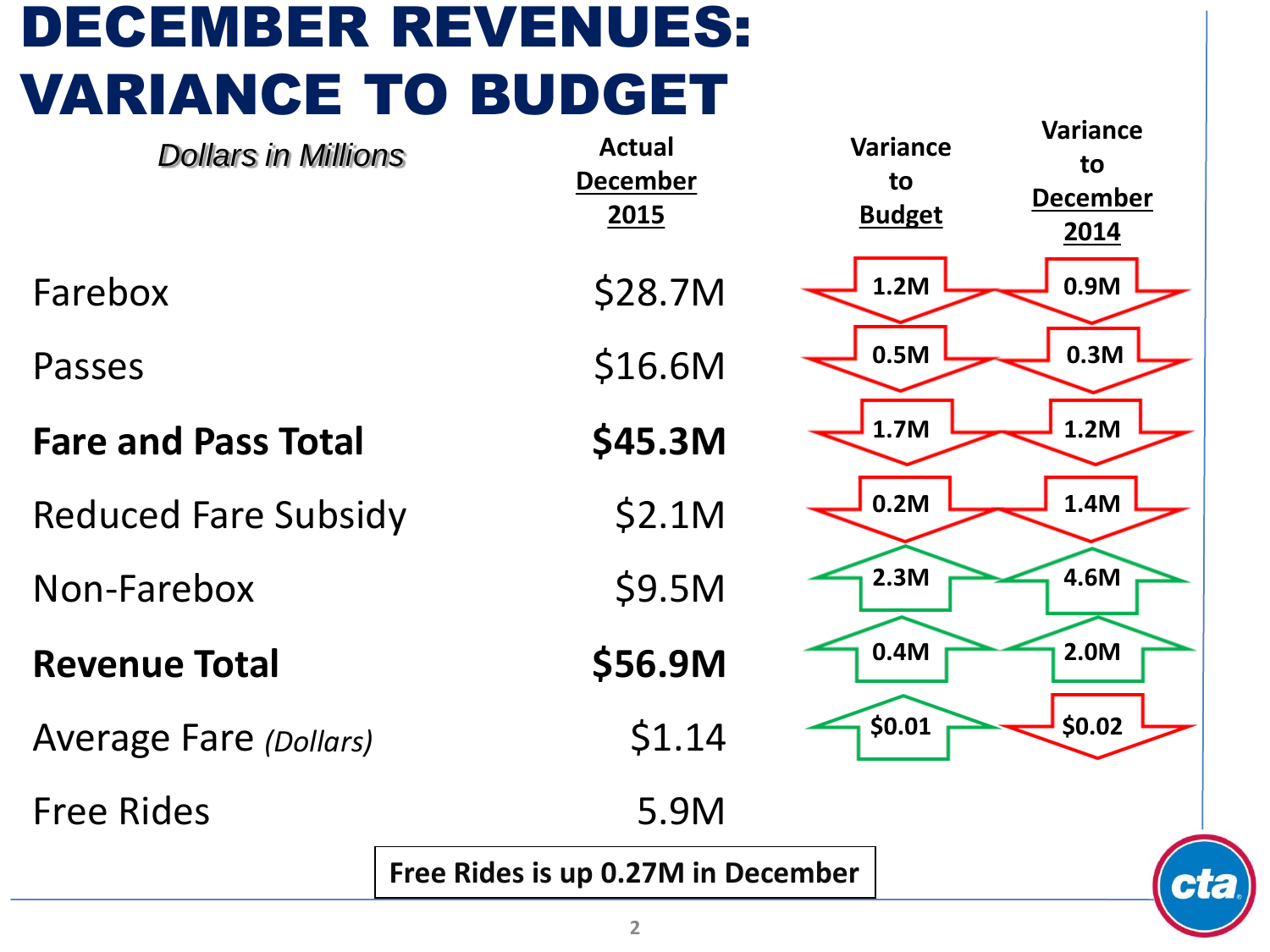# DECEMBER REVENUES: VARIANCE TO BUDGET

| *Dollars in Millions* | Actual December 2015 | Variance to Budget | Variance to December 2014 |
|---|---|---|---|
| Farebox | $28.7M | ↓ 1.2M | ↓ 0.9M |
| Passes | $16.6M | ↓ 0.5M | ↓ 0.3M |
| **Fare and Pass Total** | **$45.3M** | ↓ 1.7M | ↓ 1.2M |
| Reduced Fare Subsidy | $2.1M | ↓ 0.2M | ↓ 1.4M |
| Non-Farebox | $9.5M | ↑ 2.3M | ↑ 4.6M |
| **Revenue Total** | **$56.9M** | ↑ 0.4M | ↑ 2.0M |
| Average Fare *(Dollars)* | $1.14 | ↑ $0.01 | ↓ $0.02 |
| Free Rides | 5.9M | | |

**Free Rides is up 0.27M in December**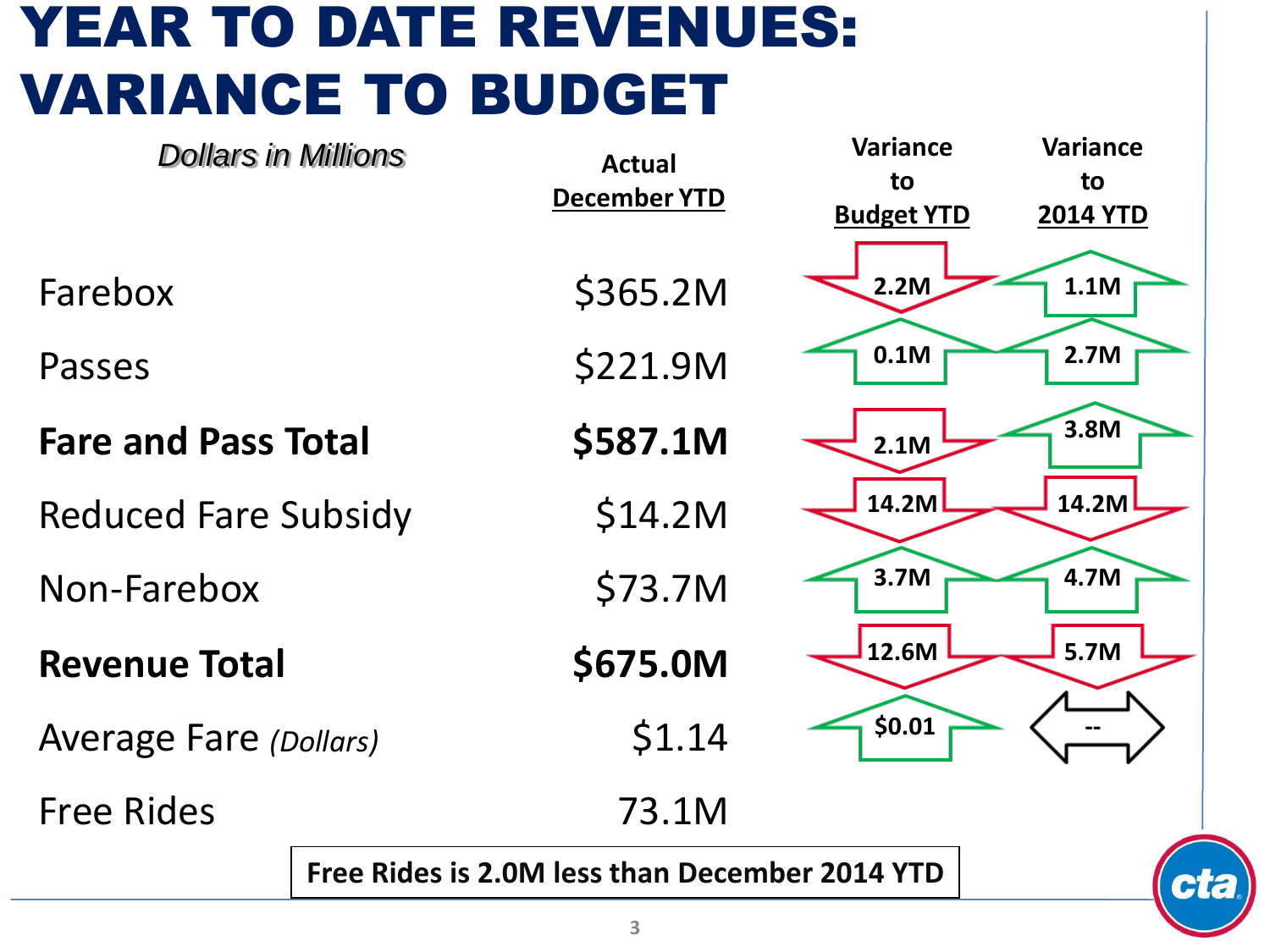# YEAR TO DATE REVENUES: VARIANCE TO BUDGET

*Dollars in Millions*

| | Actual December YTD | Variance to Budget YTD | Variance to 2014 YTD |
|---|---|---|---|
| Farebox | $365.2M | 2.2M (down) | 1.1M (up) |
| Passes | $221.9M | 0.1M (up) | 2.7M (up) |
| **Fare and Pass Total** | **$587.1M** | 2.1M (down) | 3.8M (up) |
| Reduced Fare Subsidy | $14.2M | 14.2M (down) | 14.2M (down) |
| Non-Farebox | $73.7M | 3.7M (up) | 4.7M (up) |
| **Revenue Total** | **$675.0M** | 12.6M (down) | 5.7M (down) |
| Average Fare *(Dollars)* | $1.14 | $0.01 (up) | -- |
| Free Rides | 73.1M | | |

Free Rides is 2.0M less than December 2014 YTD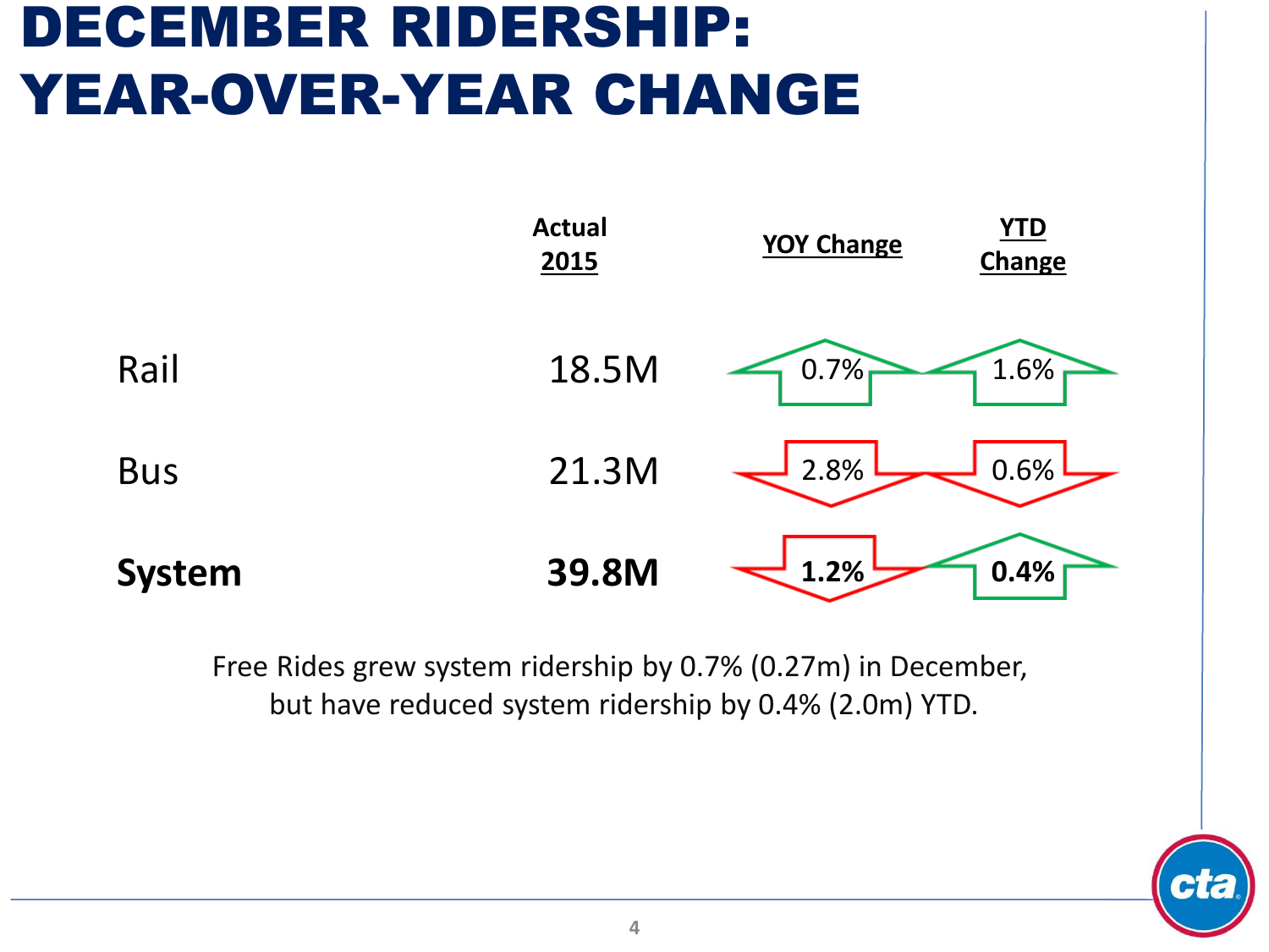# DECEMBER RIDERSHIP: YEAR-OVER-YEAR CHANGE

| | Actual 2015 | YOY Change | YTD Change |
|---|---|---|---|
| Rail | 18.5M | ▲ 0.7% | ▲ 1.6% |
| Bus | 21.3M | ▼ 2.8% | ▼ 0.6% |
| **System** | **39.8M** | **▼ 1.2%** | **▲ 0.4%** |

Free Rides grew system ridership by 0.7% (0.27m) in December, but have reduced system ridership by 0.4% (2.0m) YTD.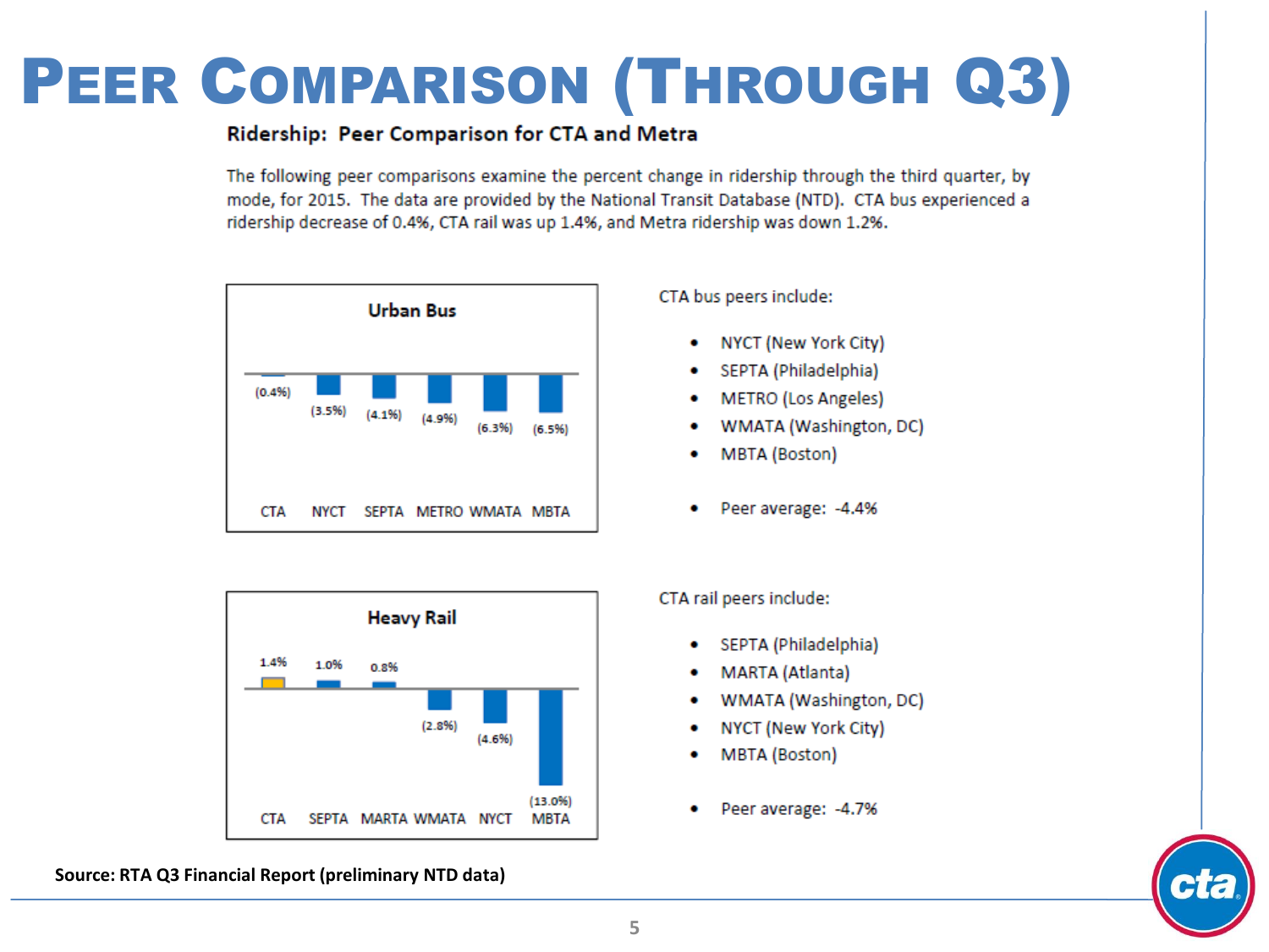# PEER COMPARISON (THROUGH Q3)

## Ridership: Peer Comparison for CTA and Metra

The following peer comparisons examine the percent change in ridership through the third quarter, by mode, for 2015. The data are provided by the National Transit Database (NTD). CTA bus experienced a ridership decrease of 0.4%, CTA rail was up 1.4%, and Metra ridership was down 1.2%.

### Urban Bus

| CTA | NYCT | SEPTA | METRO | WMATA | MBTA |
|---|---|---|---|---|---|
| (0.4%) | (3.5%) | (4.1%) | (4.9%) | (6.3%) | (6.5%) |

CTA bus peers include:

- NYCT (New York City)
- SEPTA (Philadelphia)
- METRO (Los Angeles)
- WMATA (Washington, DC)
- MBTA (Boston)

- Peer average: -4.4%

### Heavy Rail

| CTA | SEPTA | MARTA | WMATA | NYCT | MBTA |
|---|---|---|---|---|---|
| 1.4% | 1.0% | 0.8% | (2.8%) | (4.6%) | (13.0%) |

CTA rail peers include:

- SEPTA (Philadelphia)
- MARTA (Atlanta)
- WMATA (Washington, DC)
- NYCT (New York City)
- MBTA (Boston)

- Peer average: -4.7%

**Source: RTA Q3 Financial Report (preliminary NTD data)**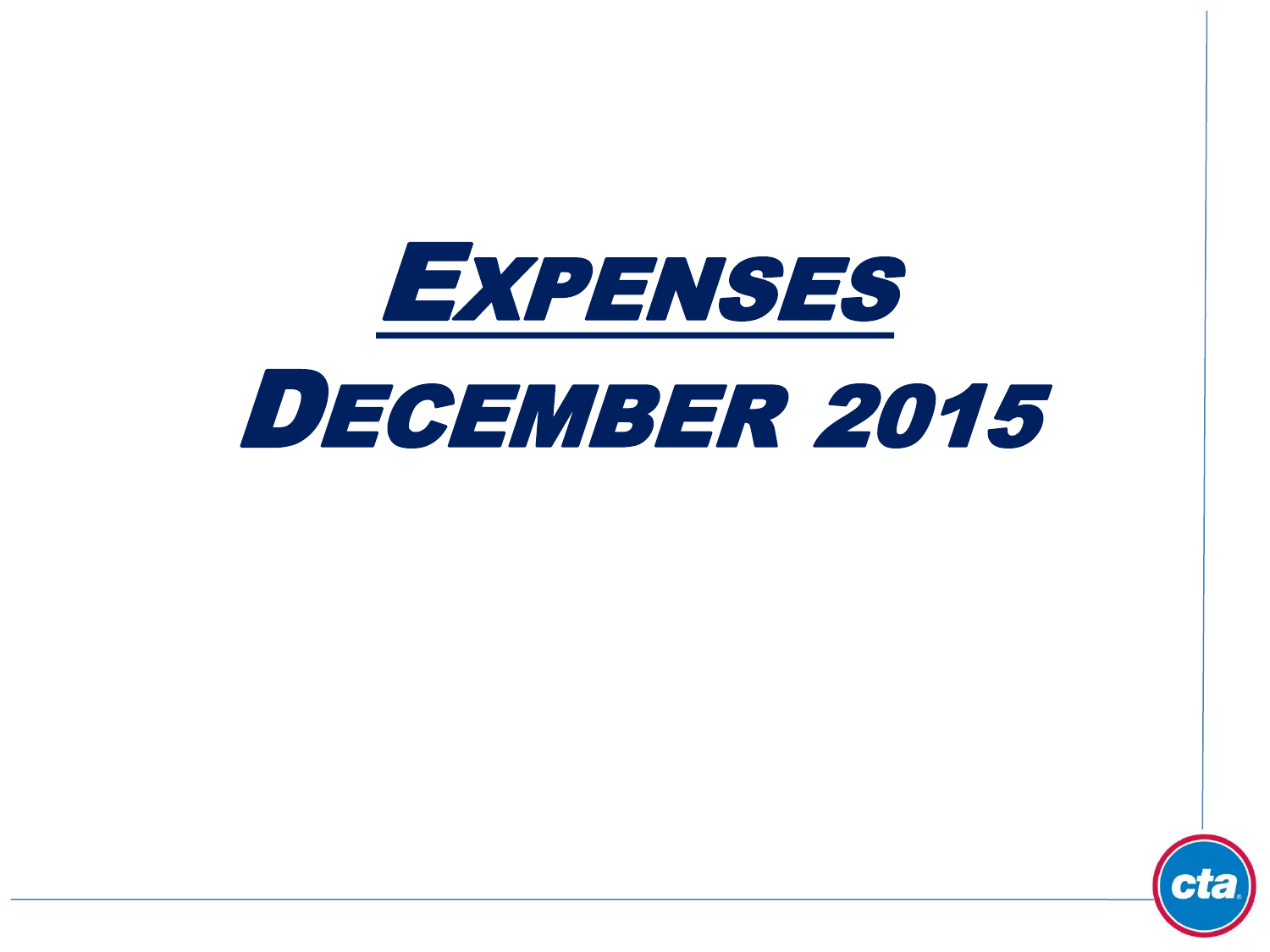# EXPENSES

# DECEMBER 2015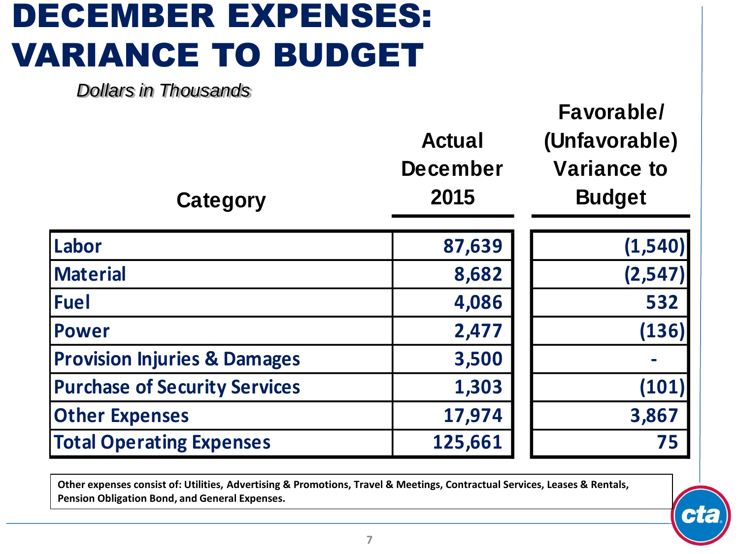# DECEMBER EXPENSES: VARIANCE TO BUDGET

*Dollars in Thousands*

| Category | Actual December 2015 | Favorable/ (Unfavorable) Variance to Budget |
|---|---|---|
| Labor | 87,639 | (1,540) |
| Material | 8,682 | (2,547) |
| Fuel | 4,086 | 532 |
| Power | 2,477 | (136) |
| Provision Injuries & Damages | 3,500 | - |
| Purchase of Security Services | 1,303 | (101) |
| Other Expenses | 17,974 | 3,867 |
| Total Operating Expenses | 125,661 | 75 |

**Other expenses consist of: Utilities, Advertising & Promotions, Travel & Meetings, Contractual Services, Leases & Rentals, Pension Obligation Bond, and General Expenses.**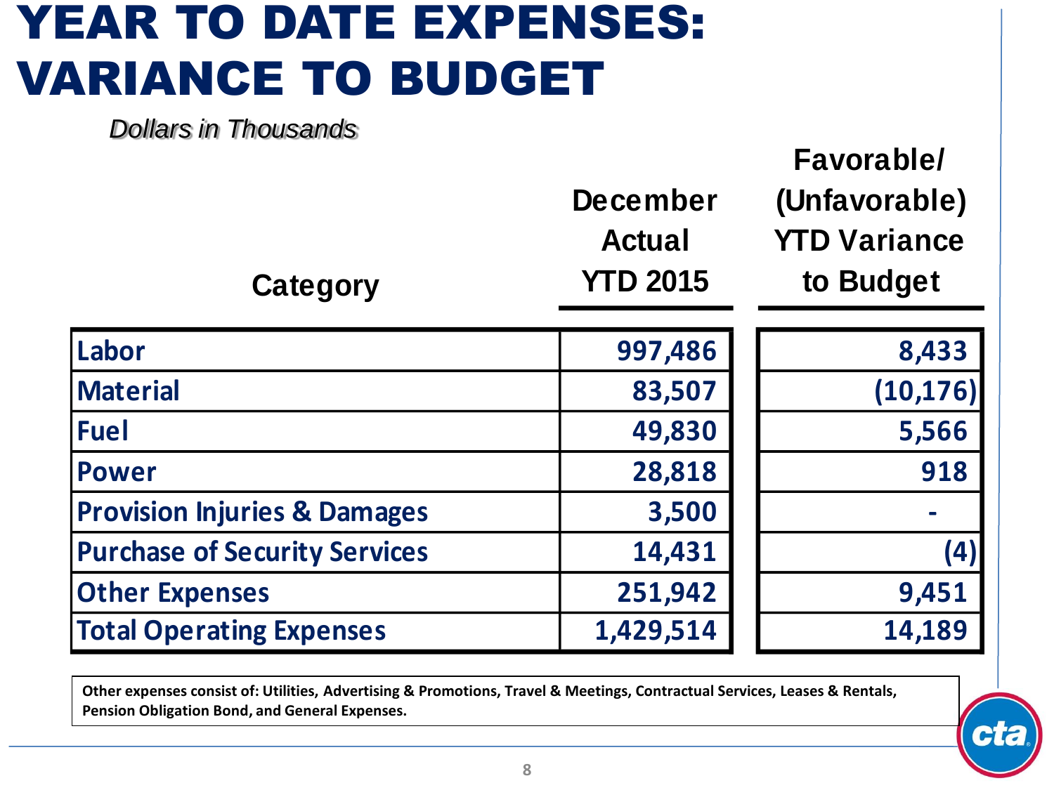# YEAR TO DATE EXPENSES: VARIANCE TO BUDGET

*Dollars in Thousands*

| Category | December Actual YTD 2015 | Favorable/ (Unfavorable) YTD Variance to Budget |
|---|---|---|
| Labor | 997,486 | 8,433 |
| Material | 83,507 | (10,176) |
| Fuel | 49,830 | 5,566 |
| Power | 28,818 | 918 |
| Provision Injuries & Damages | 3,500 | - |
| Purchase of Security Services | 14,431 | (4) |
| Other Expenses | 251,942 | 9,451 |
| Total Operating Expenses | 1,429,514 | 14,189 |

**Other expenses consist of: Utilities, Advertising & Promotions, Travel & Meetings, Contractual Services, Leases & Rentals, Pension Obligation Bond, and General Expenses.**